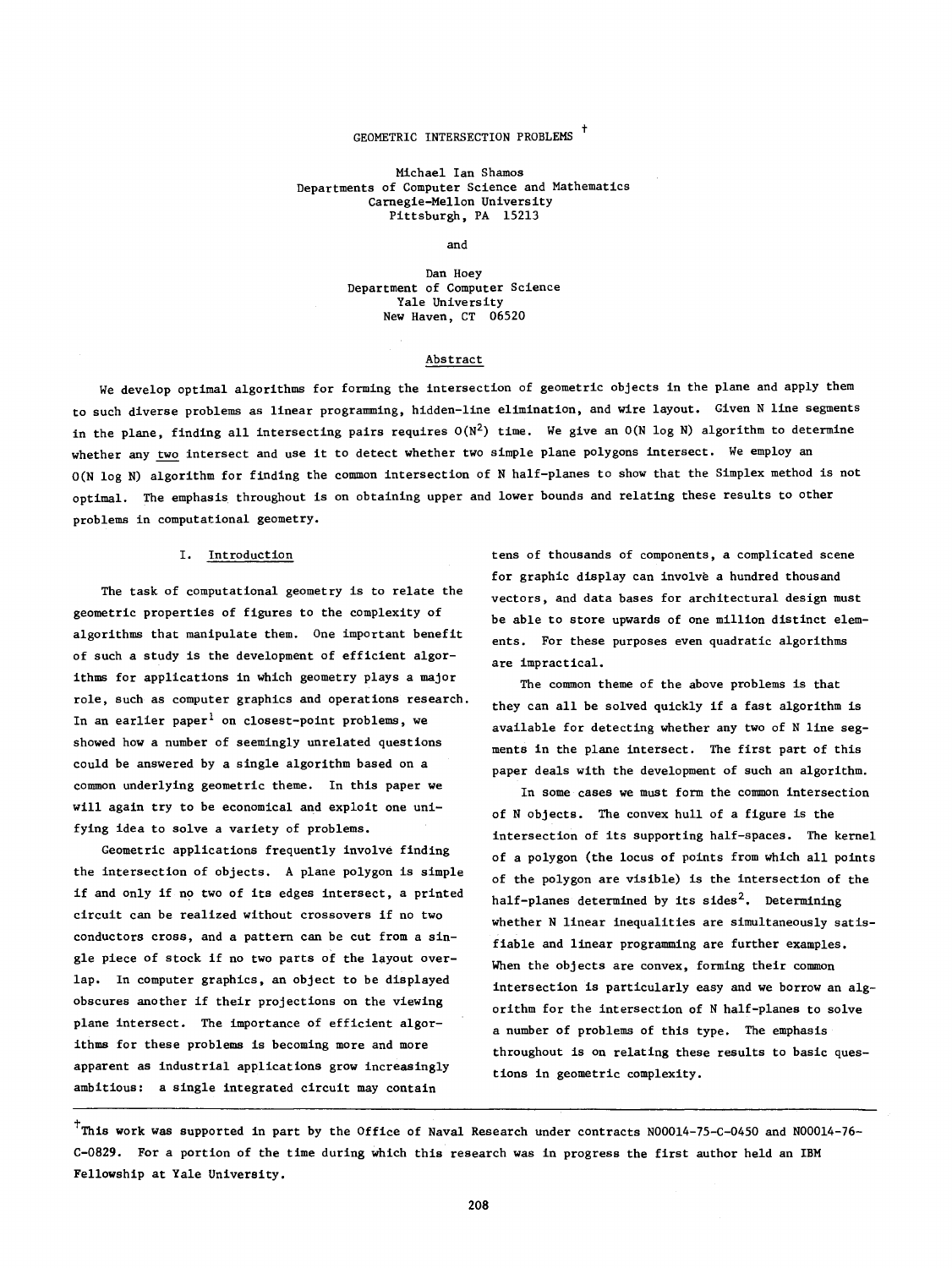# GEOMETRIC INTERSECTION PROBLEMS [†]

Michael Ian Shamos
Departments of Computer Science and Mathematics
Carnegie-Mellon University
Pittsburgh, PA 15213

and

Dan Hoey
Department of Computer Science
Yale University
New Haven, CT 06520

## Abstract

We develop optimal algorithms for forming the intersection of geometric objects in the plane and apply them to such diverse problems as linear programming, hidden-line elimination, and wire layout. Given N line segments in the plane, finding all intersecting pairs requires $O(N^2)$ time. We give an $O(N \log N)$ algorithm to determine whether any two intersect and use it to detect whether two simple plane polygons intersect. We employ an $O(N \log N)$ algorithm for finding the common intersection of N half-planes to show that the Simplex method is not optimal. The emphasis throughout is on obtaining upper and lower bounds and relating these results to other problems in computational geometry.

## I. Introduction

The task of computational geometry is to relate the geometric properties of figures to the complexity of algorithms that manipulate them. One important benefit of such a study is the development of efficient algorithms for applications in which geometry plays a major role, such as computer graphics and operations research. In an earlier paper[1] on closest-point problems, we showed how a number of seemingly unrelated questions could be answered by a single algorithm based on a common underlying geometric theme. In this paper we will again try to be economical and exploit one unifying idea to solve a variety of problems.

Geometric applications frequently involve finding the intersection of objects. A plane polygon is simple if and only if no two of its edges intersect, a printed circuit can be realized without crossovers if no two conductors cross, and a pattern can be cut from a single piece of stock if no two parts of the layout overlap. In computer graphics, an object to be displayed obscures another if their projections on the viewing plane intersect. The importance of efficient algorithms for these problems is becoming more and more apparent as industrial applications grow increasingly ambitious: a single integrated circuit may contain tens of thousands of components, a complicated scene for graphic display can involve a hundred thousand vectors, and data bases for architectural design must be able to store upwards of one million distinct elements. For these purposes even quadratic algorithms are impractical.

The common theme of the above problems is that they can all be solved quickly if a fast algorithm is available for detecting whether any two of N line segments in the plane intersect. The first part of this paper deals with the development of such an algorithm.

In some cases we must form the common intersection of N objects. The convex hull of a figure is the intersection of its supporting half-spaces. The kernel of a polygon (the locus of points from which all points of the polygon are visible) is the intersection of the half-planes determined by its sides[2]. Determining whether N linear inequalities are simultaneously satisfiable and linear programming are further examples. When the objects are convex, forming their common intersection is particularly easy and we borrow an algorithm for the intersection of N half-planes to solve a number of problems of this type. The emphasis throughout is on relating these results to basic questions in geometric complexity.

---

[†] This work was supported in part by the Office of Naval Research under contracts N00014-75-C-0450 and N00014-76-C-0829. For a portion of the time during which this research was in progress the first author held an IBM Fellowship at Yale University.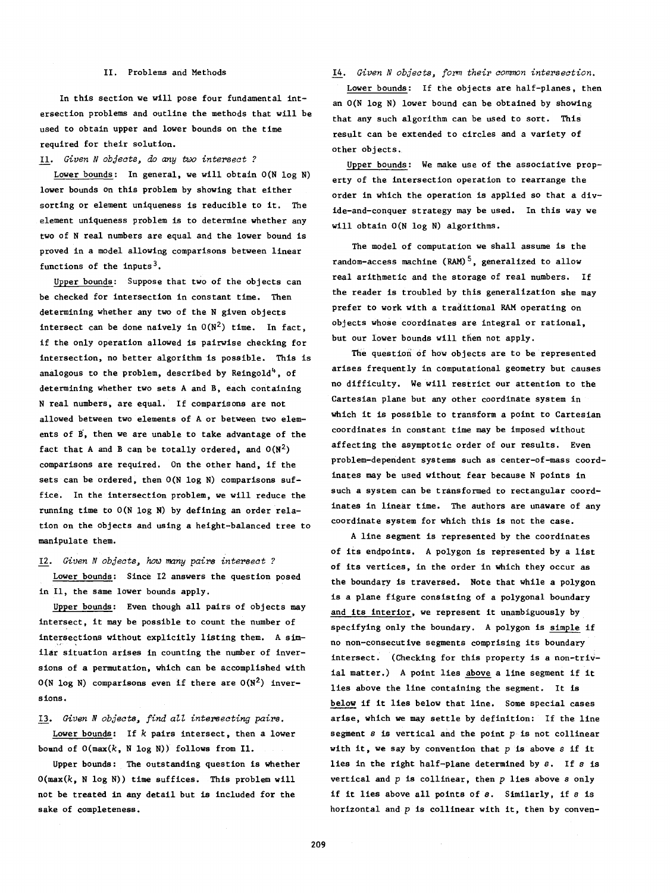## II. Problems and Methods

In this section we will pose four fundamental intersection problems and outline the methods that will be used to obtain upper and lower bounds on the time required for their solution.

<u>I1</u>. *Given N objects, do any two intersect ?*

<u>Lower bounds</u>: In general, we will obtain O(N log N) lower bounds on this problem by showing that either sorting or element uniqueness is reducible to it. The element uniqueness problem is to determine whether any two of N real numbers are equal and the lower bound is proved in a model allowing comparisons between linear functions of the inputs[3].

<u>Upper bounds</u>: Suppose that two of the objects can be checked for intersection in constant time. Then determining whether any two of the N given objects intersect can be done naively in $O(N^2)$ time. In fact, if the only operation allowed is pairwise checking for intersection, no better algorithm is possible. This is analogous to the problem, described by Reingold[4], of determining whether two sets A and B, each containing N real numbers, are equal. If comparisons are not allowed between two elements of A or between two elements of B, then we are unable to take advantage of the fact that A and B can be totally ordered, and $O(N^2)$ comparisons are required. On the other hand, if the sets can be ordered, then O(N log N) comparisons suffice. In the intersection problem, we will reduce the running time to O(N log N) by defining an order relation on the objects and using a height-balanced tree to manipulate them.

<u>I2</u>. *Given N objects, how many pairs intersect ?*

<u>Lower bounds</u>: Since I2 answers the question posed in I1, the same lower bounds apply.

<u>Upper bounds</u>: Even though all pairs of objects may intersect, it may be possible to count the number of intersections without explicitly listing them. A similar situation arises in counting the number of inversions of a permutation, which can be accomplished with O(N log N) comparisons even if there are $O(N^2)$ inversions.

<u>I3</u>. *Given N objects, find all intersecting pairs.*

<u>Lower bounds</u>: If $k$ pairs intersect, then a lower bound of O(max($k$, N log N)) follows from I1.

Upper bounds: The outstanding question is whether O(max($k$, N log N)) time suffices. This problem will not be treated in any detail but is included for the sake of completeness.

<u>I4</u>. *Given N objects, form their common intersection.*

<u>Lower bounds</u>: If the objects are half-planes, then an O(N log N) lower bound can be obtained by showing that any such algorithm can be used to sort. This result can be extended to circles and a variety of other objects.

<u>Upper bounds</u>: We make use of the associative property of the intersection operation to rearrange the order in which the operation is applied so that a divide-and-conquer strategy may be used. In this way we will obtain O(N log N) algorithms.

The model of computation we shall assume is the random-access machine (RAM)[5], generalized to allow real arithmetic and the storage of real numbers. If the reader is troubled by this generalization she may prefer to work with a traditional RAM operating on objects whose coordinates are integral or rational, but our lower bounds will then not apply.

The question of how objects are to be represented arises frequently in computational geometry but causes no difficulty. We will restrict our attention to the Cartesian plane but any other coordinate system in which it is possible to transform a point to Cartesian coordinates in constant time may be imposed without affecting the asymptotic order of our results. Even problem-dependent systems such as center-of-mass coordinates may be used without fear because N points in such a system can be transformed to rectangular coordinates in linear time. The authors are unaware of any coordinate system for which this is not the case.

A line segment is represented by the coordinates of its endpoints. A polygon is represented by a list of its vertices, in the order in which they occur as the boundary is traversed. Note that while a polygon is a plane figure consisting of a polygonal boundary <u>and its interior</u>, we represent it unambiguously by specifying only the boundary. A polygon is <u>simple</u> if no non-consecutive segments comprising its boundary intersect. (Checking for this property is a non-trivial matter.) A point lies <u>above</u> a line segment if it lies above the line containing the segment. It is <u>below</u> if it lies below that line. Some special cases arise, which we may settle by definition: If the line segment $s$ is vertical and the point $p$ is not collinear with it, we say by convention that $p$ is above $s$ if it lies in the right half-plane determined by $s$. If $s$ is vertical and $p$ is collinear, then $p$ lies above $s$ only if it lies above all points of $s$. Similarly, if $s$ is horizontal and $p$ is collinear with it, then by conven-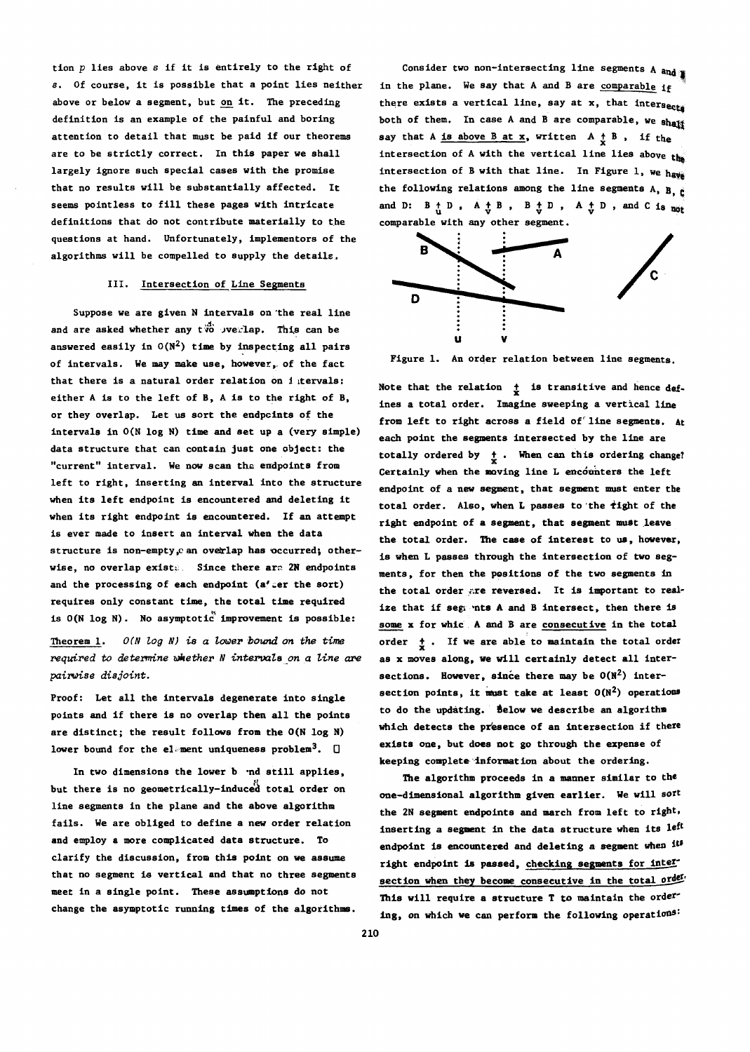tion $p$ lies above $s$ if it is entirely to the right of $s$. Of course, it is possible that a point lies neither above or below a segment, but on it. The preceding definition is an example of the painful and boring attention to detail that must be paid if our theorems are to be strictly correct. In this paper we shall largely ignore such special cases with the promise that no results will be substantially affected. It seems pointless to fill these pages with intricate definitions that do not contribute materially to the questions at hand. Unfortunately, implementors of the algorithms will be compelled to supply the details.

### III. Intersection of Line Segments

Suppose we are given N intervals on the real line and are asked whether any two overlap. This can be answered easily in $O(N^2)$ time by inspecting all pairs of intervals. We may make use, however, of the fact that there is a natural order relation on intervals: either A is to the left of B, A is to the right of B, or they overlap. Let us sort the endpoints of the intervals in $O(N \log N)$ time and set up a (very simple) data structure that can contain just one object: the "current" interval. We now scan the endpoints from left to right, inserting an interval into the structure when its left endpoint is encountered and deleting it when its right endpoint is encountered. If an attempt is ever made to insert an interval when the data structure is non-empty, an overlap has occurred; otherwise, no overlap exists. Since there are 2N endpoints and the processing of each endpoint (after the sort) requires only constant time, the total time required is $O(N \log N)$. No asymptotic improvement is possible:

**Theorem 1.** *$O(N \log N)$ is a lower bound on the time required to determine whether N intervals on a line are pairwise disjoint.*

Proof: Let all the intervals degenerate into single points and if there is no overlap then all the points are distinct; the result follows from the $O(N \log N)$ lower bound for the element uniqueness problem[3]. □

In two dimensions the lower bound still applies, but there is no geometrically-induced total order on line segments in the plane and the above algorithm fails. We are obliged to define a new order relation and employ a more complicated data structure. To clarify the discussion, from this point on we assume that no segment is vertical and that no three segments meet in a single point. These assumptions do not change the asymptotic running times of the algorithms.

Consider two non-intersecting line segments A and B in the plane. We say that A and B are comparable if there exists a vertical line, say at x, that intersects both of them. In case A and B are comparable, we shall say that A is above B at x, written $A \underset{x}{\dagger} B$, if the intersection of A with the vertical line lies above the intersection of B with that line. In Figure 1, we have the following relations among the line segments A, B, C and D: $B \underset{u}{\dagger} D$, $A \underset{v}{\dagger} B$, $B \underset{v}{\dagger} D$, $A \underset{v}{\dagger} D$, and C is not comparable with any other segment.

Figure 1. An order relation between line segments.

Note that the relation $\underset{x}{\dagger}$ is transitive and hence defines a total order. Imagine sweeping a vertical line from left to right across a field of line segments. At each point the segments intersected by the line are totally ordered by $\underset{x}{\dagger}$. When can this ordering change? Certainly when the moving line L encounters the left endpoint of a new segment, that segment must enter the total order. Also, when L passes to the right of the right endpoint of a segment, that segment must leave the total order. The case of interest to us, however, is when L passes through the intersection of two segments, for then the positions of the two segments in the total order are reversed. It is important to realize that if segments A and B intersect, then there is some x for which A and B are consecutive in the total order $\underset{x}{\dagger}$. If we are able to maintain the total order as x moves along, we will certainly detect all intersections. However, since there may be $O(N^2)$ intersection points, it must take at least $O(N^2)$ operations to do the updating. Below we describe an algorithm which detects the presence of an intersection if there exists one, but does not go through the expense of keeping complete information about the ordering.

The algorithm proceeds in a manner similar to the one-dimensional algorithm given earlier. We will sort the 2N segment endpoints and march from left to right, inserting a segment in the data structure when its left endpoint is encountered and deleting a segment when its right endpoint is passed, checking segments for intersection when they become consecutive in the total order. This will require a structure T to maintain the ordering, on which we can perform the following operations: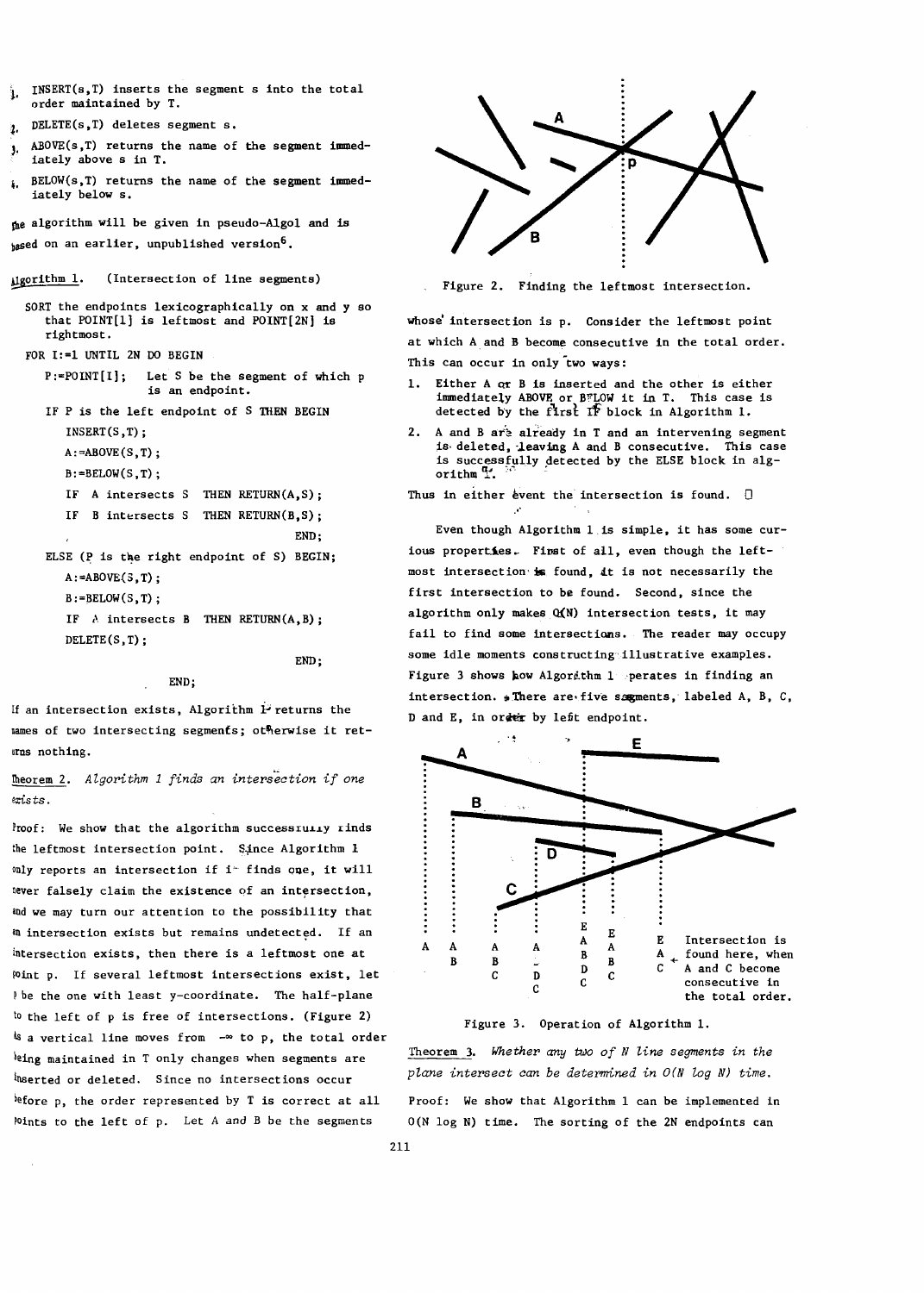1. INSERT(s,T) inserts the segment s into the total order maintained by T.
2. DELETE(s,T) deletes segment s.
3. ABOVE(s,T) returns the name of the segment immediately above s in T.
4. BELOW(s,T) returns the name of the segment immediately below s.

The algorithm will be given in pseudo-Algol and is based on an earlier, unpublished version[6].

Algorithm 1. (Intersection of line segments)

```
SORT the endpoints lexicographically on x and y so
   that POINT[1] is leftmost and POINT[2N] is
   rightmost.
FOR I:=1 UNTIL 2N DO BEGIN
   P:=POINT[I];   Let S be the segment of which p
                  is an endpoint.
   IF P is the left endpoint of S THEN BEGIN
      INSERT(S,T);
      A:=ABOVE(S,T);
      B:=BELOW(S,T);
      IF  A intersects S  THEN RETURN(A,S);
      IF  B intersects S  THEN RETURN(B,S);
                                        END;
   ELSE (P is the right endpoint of S) BEGIN;
      A:=ABOVE(S,T);
      B:=BELOW(S,T);
      IF  A intersects B  THEN RETURN(A,B);
      DELETE(S,T);
                                        END;
               END;
```

If an intersection exists, Algorithm 1 returns the names of two intersecting segments; otherwise it returns nothing.

**Theorem 2.** *Algorithm 1 finds an intersection if one exists.*

Proof: We show that the algorithm successfully finds the leftmost intersection point. Since Algorithm 1 only reports an intersection if it finds one, it will never falsely claim the existence of an intersection, and we may turn our attention to the possibility that an intersection exists but remains undetected. If an intersection exists, then there is a leftmost one at point p. If several leftmost intersections exist, let p be the one with least y-coordinate. The half-plane to the left of p is free of intersections. (Figure 2) As a vertical line moves from $-\infty$ to p, the total order being maintained in T only changes when segments are inserted or deleted. Since no intersections occur before p, the order represented by T is correct at all points to the left of p. Let A and B be the segments

Figure 2. Finding the leftmost intersection.

whose intersection is p. Consider the leftmost point at which A and B become consecutive in the total order. This can occur in only two ways:

1. Either A or B is inserted and the other is either immediately ABOVE or BELOW it in T. This case is detected by the first IF block in Algorithm 1.
2. A and B are already in T and an intervening segment is deleted, leaving A and B consecutive. This case is successfully detected by the ELSE block in algorithm 1.

Thus in either event the intersection is found. □

Even though Algorithm 1 is simple, it has some curious properties. First of all, even though the leftmost intersection is found, it is not necessarily the first intersection to be found. Second, since the algorithm only makes O(N) intersection tests, it may fail to find some intersections. The reader may occupy some idle moments constructing illustrative examples. Figure 3 shows how Algorithm 1 operates in finding an intersection. There are five segments, labeled A, B, C, D and E, in order by left endpoint.

Figure 3. Operation of Algorithm 1.

**Theorem 3.** *Whether any two of N line segments in the plane intersect can be determined in O(N log N) time.*

Proof: We show that Algorithm 1 can be implemented in O(N log N) time. The sorting of the 2N endpoints can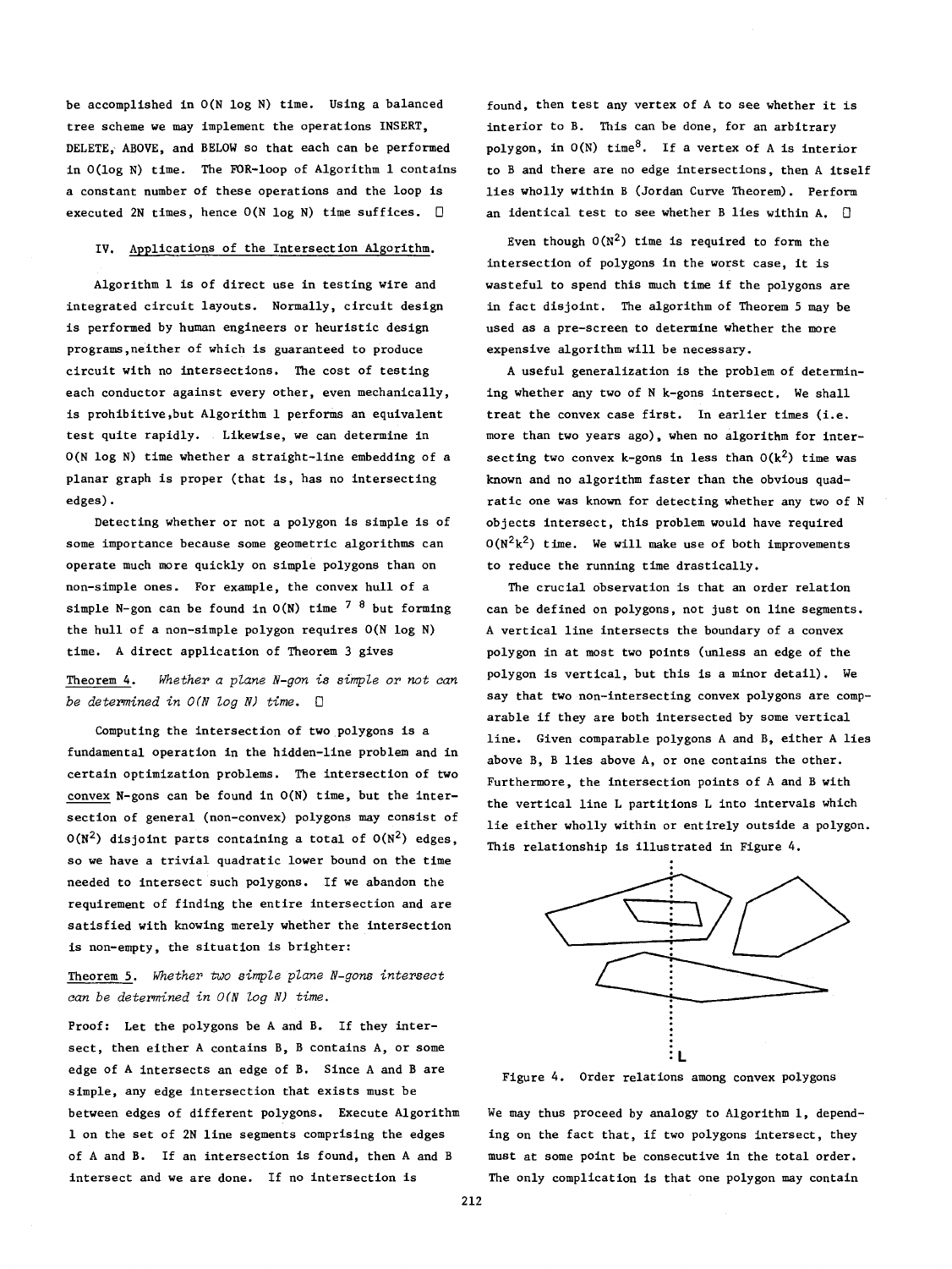be accomplished in $O(N \log N)$ time. Using a balanced tree scheme we may implement the operations INSERT, DELETE, ABOVE, and BELOW so that each can be performed in $O(\log N)$ time. The FOR-loop of Algorithm 1 contains a constant number of these operations and the loop is executed 2N times, hence $O(N \log N)$ time suffices. □

## IV. Applications of the Intersection Algorithm.

Algorithm 1 is of direct use in testing wire and integrated circuit layouts. Normally, circuit design is performed by human engineers or heuristic design programs,neither of which is guaranteed to produce circuit with no intersections. The cost of testing each conductor against every other, even mechanically, is prohibitive,but Algorithm 1 performs an equivalent test quite rapidly. Likewise, we can determine in $O(N \log N)$ time whether a straight-line embedding of a planar graph is proper (that is, has no intersecting edges).

Detecting whether or not a polygon is simple is of some importance because some geometric algorithms can operate much more quickly on simple polygons than on non-simple ones. For example, the convex hull of a simple N-gon can be found in $O(N)$ time [7 8] but forming the hull of a non-simple polygon requires $O(N \log N)$ time. A direct application of Theorem 3 gives

Theorem 4. *Whether a plane N-gon is simple or not can be determined in O(N log N) time.* □

Computing the intersection of two polygons is a fundamental operation in the hidden-line problem and in certain optimization problems. The intersection of two convex N-gons can be found in $O(N)$ time, but the intersection of general (non-convex) polygons may consist of $O(N^2)$ disjoint parts containing a total of $O(N^2)$ edges, so we have a trivial quadratic lower bound on the time needed to intersect such polygons. If we abandon the requirement of finding the entire intersection and are satisfied with knowing merely whether the intersection is non-empty, the situation is brighter:

Theorem 5. *Whether two simple plane N-gons intersect can be determined in O(N log N) time.*

Proof: Let the polygons be A and B. If they intersect, then either A contains B, B contains A, or some edge of A intersects an edge of B. Since A and B are simple, any edge intersection that exists must be between edges of different polygons. Execute Algorithm 1 on the set of 2N line segments comprising the edges of A and B. If an intersection is found, then A and B intersect and we are done. If no intersection is found, then test any vertex of A to see whether it is interior to B. This can be done, for an arbitrary polygon, in $O(N)$ time[8]. If a vertex of A is interior to B and there are no edge intersections, then A itself lies wholly within B (Jordan Curve Theorem). Perform an identical test to see whether B lies within A. □

Even though $O(N^2)$ time is required to form the intersection of polygons in the worst case, it is wasteful to spend this much time if the polygons are in fact disjoint. The algorithm of Theorem 5 may be used as a pre-screen to determine whether the more expensive algorithm will be necessary.

A useful generalization is the problem of determining whether any two of N k-gons intersect. We shall treat the convex case first. In earlier times (i.e. more than two years ago), when no algorithm for intersecting two convex k-gons in less than $O(k^2)$ time was known and no algorithm faster than the obvious quadratic one was known for detecting whether any two of N objects intersect, this problem would have required $O(N^2k^2)$ time. We will make use of both improvements to reduce the running time drastically.

The crucial observation is that an order relation can be defined on polygons, not just on line segments. A vertical line intersects the boundary of a convex polygon in at most two points (unless an edge of the polygon is vertical, but this is a minor detail). We say that two non-intersecting convex polygons are comparable if they are both intersected by some vertical line. Given comparable polygons A and B, either A lies above B, B lies above A, or one contains the other. Furthermore, the intersection points of A and B with the vertical line L partitions L into intervals which lie either wholly within or entirely outside a polygon. This relationship is illustrated in Figure 4.

Figure 4. Order relations among convex polygons

We may thus proceed by analogy to Algorithm 1, depending on the fact that, if two polygons intersect, they must at some point be consecutive in the total order. The only complication is that one polygon may contain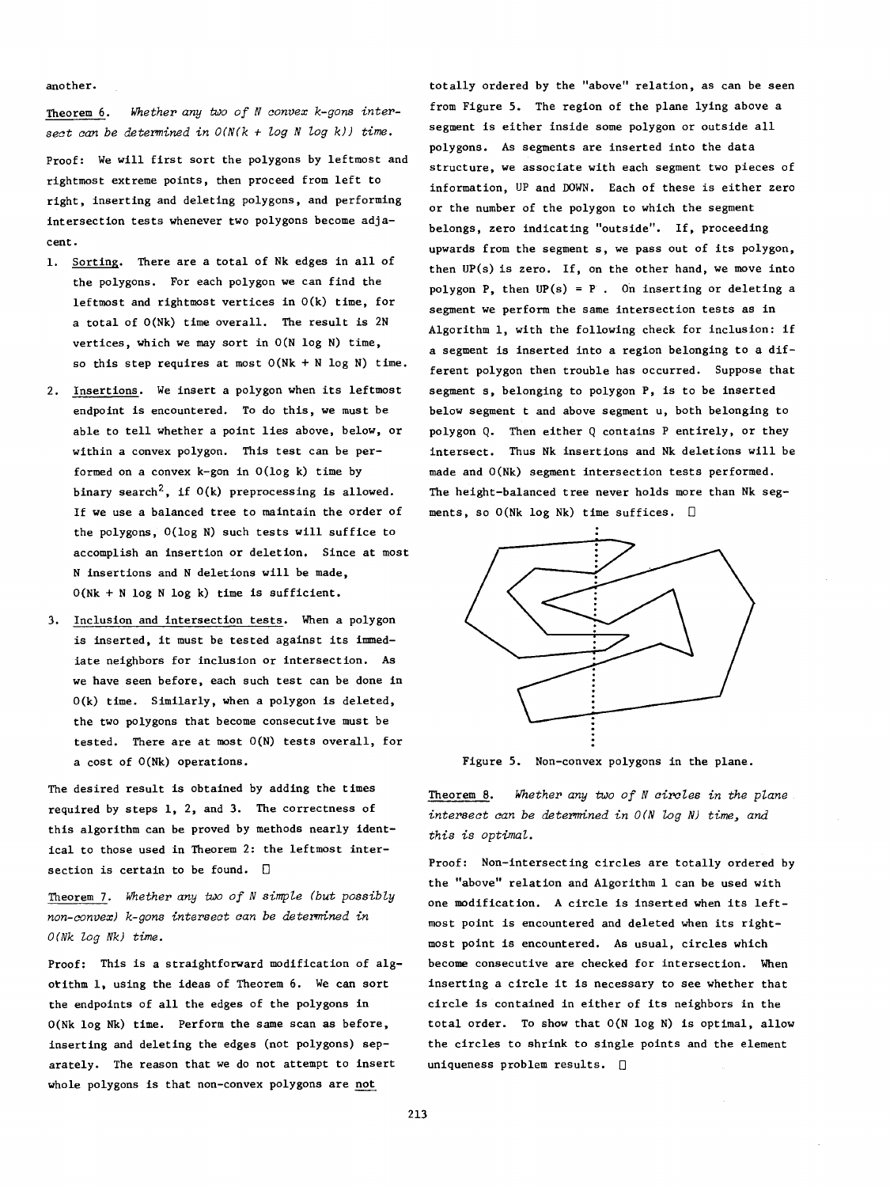another.

**Theorem 6.** *Whether any two of N convex k-gons intersect can be determined in $O(N(k + \log N \log k))$ time.*

Proof: We will first sort the polygons by leftmost and rightmost extreme points, then proceed from left to right, inserting and deleting polygons, and performing intersection tests whenever two polygons become adjacent.

1. Sorting. There are a total of Nk edges in all of the polygons. For each polygon we can find the leftmost and rightmost vertices in $O(k)$ time, for a total of $O(Nk)$ time overall. The result is 2N vertices, which we may sort in $O(N \log N)$ time, so this step requires at most $O(Nk + N \log N)$ time.

2. Insertions. We insert a polygon when its leftmost endpoint is encountered. To do this, we must be able to tell whether a point lies above, below, or within a convex polygon. This test can be performed on a convex k-gon in $O(\log k)$ time by binary search[2], if $O(k)$ preprocessing is allowed. If we use a balanced tree to maintain the order of the polygons, $O(\log N)$ such tests will suffice to accomplish an insertion or deletion. Since at most N insertions and N deletions will be made, $O(Nk + N \log N \log k)$ time is sufficient.

3. Inclusion and intersection tests. When a polygon is inserted, it must be tested against its immediate neighbors for inclusion or intersection. As we have seen before, each such test can be done in $O(k)$ time. Similarly, when a polygon is deleted, the two polygons that become consecutive must be tested. There are at most $O(N)$ tests overall, for a cost of $O(Nk)$ operations.

The desired result is obtained by adding the times required by steps 1, 2, and 3. The correctness of this algorithm can be proved by methods nearly identical to those used in Theorem 2: the leftmost intersection is certain to be found. □

**Theorem 7.** *Whether any two of N simple (but possibly non-convex) k-gons intersect can be determined in $O(Nk \log Nk)$ time.*

Proof: This is a straightforward modification of algorithm 1, using the ideas of Theorem 6. We can sort the endpoints of all the edges of the polygons in $O(Nk \log Nk)$ time. Perform the same scan as before, inserting and deleting the edges (not polygons) separately. The reason that we do not attempt to insert whole polygons is that non-convex polygons are not totally ordered by the "above" relation, as can be seen from Figure 5. The region of the plane lying above a segment is either inside some polygon or outside all polygons. As segments are inserted into the data structure, we associate with each segment two pieces of information, UP and DOWN. Each of these is either zero or the number of the polygon to which the segment belongs, zero indicating "outside". If, proceeding upwards from the segment s, we pass out of its polygon, then UP(s) is zero. If, on the other hand, we move into polygon P, then UP(s) = P. On inserting or deleting a segment we perform the same intersection tests as in Algorithm 1, with the following check for inclusion: if a segment is inserted into a region belonging to a different polygon then trouble has occurred. Suppose that segment s, belonging to polygon P, is to be inserted below segment t and above segment u, both belonging to polygon Q. Then either Q contains P entirely, or they intersect. Thus Nk insertions and Nk deletions will be made and $O(Nk)$ segment intersection tests performed. The height-balanced tree never holds more than Nk segments, so $O(Nk \log Nk)$ time suffices. □

Figure 5. Non-convex polygons in the plane.

**Theorem 8.** *Whether any two of N circles in the plane intersect can be determined in $O(N \log N)$ time, and this is optimal.*

Proof: Non-intersecting circles are totally ordered by the "above" relation and Algorithm 1 can be used with one modification. A circle is inserted when its leftmost point is encountered and deleted when its rightmost point is encountered. As usual, circles which become consecutive are checked for intersection. When inserting a circle it is necessary to see whether that circle is contained in either of its neighbors in the total order. To show that $O(N \log N)$ is optimal, allow the circles to shrink to single points and the element uniqueness problem results. □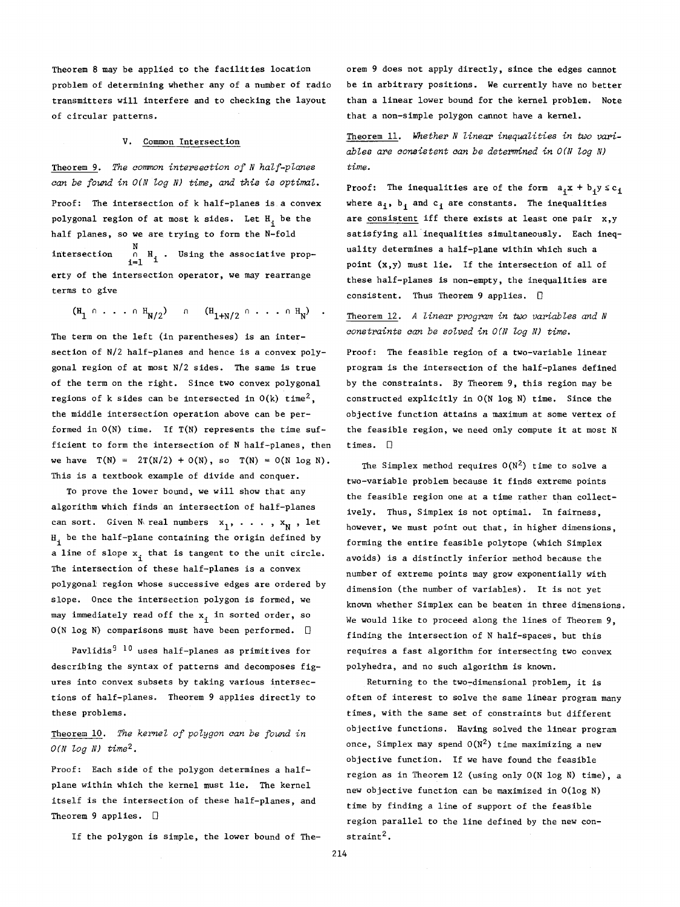Theorem 8 may be applied to the facilities location problem of determining whether any of a number of radio transmitters will interfere and to checking the layout of circular patterns.

## V. Common Intersection

Theorem 9. *The common intersection of N half-planes can be found in O(N log N) time, and this is optimal.*

Proof: The intersection of k half-planes is a convex polygonal region of at most k sides. Let $H_i$ be the half planes, so we are trying to form the N-fold intersection $\bigcap_{i=1}^{N} H_i$. Using the associative property of the intersection operator, we may rearrange terms to give

$$(H_1 \cap \cdots \cap H_{N/2}) \quad \cap \quad (H_{1+N/2} \cap \cdots \cap H_N) \ .$$

The term on the left (in parentheses) is an intersection of N/2 half-planes and hence is a convex polygonal region of at most N/2 sides. The same is true of the term on the right. Since two convex polygonal regions of k sides can be intersected in O(k) time[2], the middle intersection operation above can be performed in O(N) time. If T(N) represents the time sufficient to form the intersection of N half-planes, then we have $T(N) = 2T(N/2) + O(N)$, so $T(N) = O(N \log N)$. This is a textbook example of divide and conquer.

To prove the lower bound, we will show that any algorithm which finds an intersection of half-planes can sort. Given N real numbers $x_1, \ldots, x_N$, let $H_i$ be the half-plane containing the origin defined by a line of slope $x_i$ that is tangent to the unit circle. The intersection of these half-planes is a convex polygonal region whose successive edges are ordered by slope. Once the intersection polygon is formed, we may immediately read off the $x_i$ in sorted order, so O(N log N) comparisons must have been performed. □

Pavlidis[9 10] uses half-planes as primitives for describing the syntax of patterns and decomposes figures into convex subsets by taking various intersections of half-planes. Theorem 9 applies directly to these problems.

Theorem 10. *The kernel of polygon can be found in O(N log N) time*[2].

Proof: Each side of the polygon determines a half-plane within which the kernel must lie. The kernel itself is the intersection of these half-planes, and Theorem 9 applies. □

If the polygon is simple, the lower bound of Theorem 9 does not apply directly, since the edges cannot be in arbitrary positions. We currently have no better than a linear lower bound for the kernel problem. Note that a non-simple polygon cannot have a kernel.

Theorem 11. *Whether N linear inequalities in two variables are consistent can be determined in O(N log N) time.*

Proof: The inequalities are of the form $a_i x + b_i y \le c_i$ where $a_i$, $b_i$ and $c_i$ are constants. The inequalities are consistent iff there exists at least one pair x,y satisfying all inequalities simultaneously. Each inequality determines a half-plane within which such a point (x,y) must lie. If the intersection of all of these half-planes is non-empty, the inequalities are consistent. Thus Theorem 9 applies. □

Theorem 12. *A linear program in two variables and N constraints can be solved in O(N log N) time.*

Proof: The feasible region of a two-variable linear program is the intersection of the half-planes defined by the constraints. By Theorem 9, this region may be constructed explicitly in O(N log N) time. Since the objective function attains a maximum at some vertex of the feasible region, we need only compute it at most N times. □

The Simplex method requires $O(N^2)$ time to solve a two-variable problem because it finds extreme points the feasible region one at a time rather than collectively. Thus, Simplex is not optimal. In fairness, however, we must point out that, in higher dimensions, forming the entire feasible polytope (which Simplex avoids) is a distinctly inferior method because the number of extreme points may grow exponentially with dimension (the number of variables). It is not yet known whether Simplex can be beaten in three dimensions. We would like to proceed along the lines of Theorem 9, finding the intersection of N half-spaces, but this requires a fast algorithm for intersecting two convex polyhedra, and no such algorithm is known.

Returning to the two-dimensional problem, it is often of interest to solve the same linear program many times, with the same set of constraints but different objective functions. Having solved the linear program once, Simplex may spend $O(N^2)$ time maximizing a new objective function. If we have found the feasible region as in Theorem 12 (using only O(N log N) time), a new objective function can be maximized in O(log N) time by finding a line of support of the feasible region parallel to the line defined by the new constraint[2].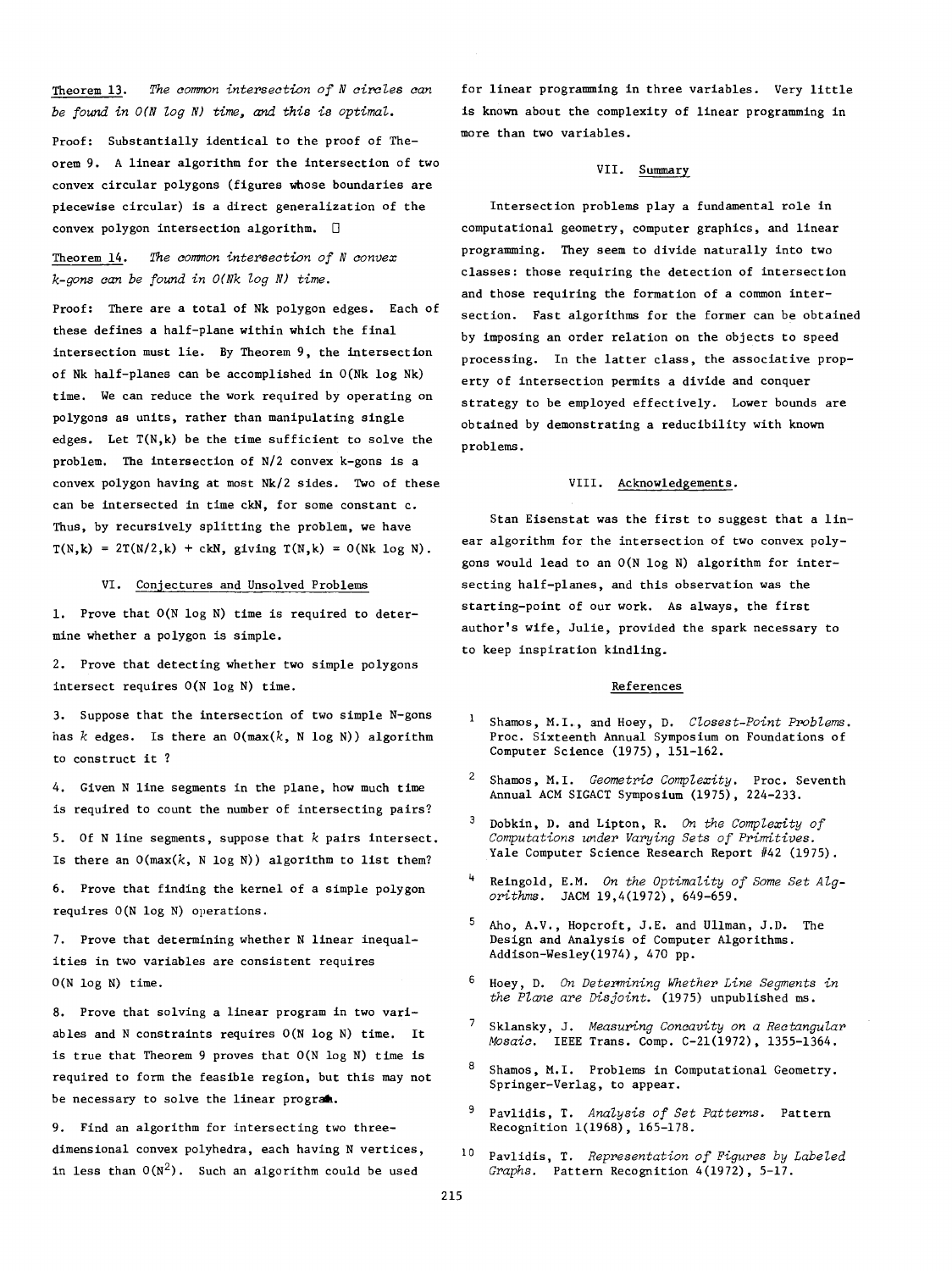Theorem 13. *The common intersection of N circles can be found in O(N log N) time, and this is optimal.*

Proof: Substantially identical to the proof of Theorem 9. A linear algorithm for the intersection of two convex circular polygons (figures whose boundaries are piecewise circular) is a direct generalization of the convex polygon intersection algorithm. □

Theorem 14. *The common intersection of N convex k-gons can be found in O(Nk log N) time.*

Proof: There are a total of Nk polygon edges. Each of these defines a half-plane within which the final intersection must lie. By Theorem 9, the intersection of Nk half-planes can be accomplished in O(Nk log Nk) time. We can reduce the work required by operating on polygons as units, rather than manipulating single edges. Let T(N,k) be the time sufficient to solve the problem. The intersection of N/2 convex k-gons is a convex polygon having at most Nk/2 sides. Two of these can be intersected in time ckN, for some constant c. Thus, by recursively splitting the problem, we have $T(N,k) = 2T(N/2,k) + ckN$, giving $T(N,k) = O(Nk \log N)$.

## VI. Conjectures and Unsolved Problems

1. Prove that O(N log N) time is required to determine whether a polygon is simple.

2. Prove that detecting whether two simple polygons intersect requires O(N log N) time.

3. Suppose that the intersection of two simple N-gons has $k$ edges. Is there an $O(\max(k, N \log N))$ algorithm to construct it ?

4. Given N line segments in the plane, how much time is required to count the number of intersecting pairs?

5. Of N line segments, suppose that $k$ pairs intersect. Is there an $O(\max(k, N \log N))$ algorithm to list them?

6. Prove that finding the kernel of a simple polygon requires O(N log N) operations.

7. Prove that determining whether N linear inequalities in two variables are consistent requires O(N log N) time.

8. Prove that solving a linear program in two variables and N constraints requires O(N log N) time. It is true that Theorem 9 proves that O(N log N) time is required to form the feasible region, but this may not be necessary to solve the linear program.

9. Find an algorithm for intersecting two three-dimensional convex polyhedra, each having N vertices, in less than $O(N^2)$. Such an algorithm could be used for linear programming in three variables. Very little is known about the complexity of linear programming in more than two variables.

## VII. Summary

Intersection problems play a fundamental role in computational geometry, computer graphics, and linear programming. They seem to divide naturally into two classes: those requiring the detection of intersection and those requiring the formation of a common intersection. Fast algorithms for the former can be obtained by imposing an order relation on the objects to speed processing. In the latter class, the associative property of intersection permits a divide and conquer strategy to be employed effectively. Lower bounds are obtained by demonstrating a reducibility with known problems.

## VIII. Acknowledgements.

Stan Eisenstat was the first to suggest that a linear algorithm for the intersection of two convex polygons would lead to an O(N log N) algorithm for intersecting half-planes, and this observation was the starting-point of our work. As always, the first author's wife, Julie, provided the spark necessary to to keep inspiration kindling.

## References

1. Shamos, M.I., and Hoey, D. *Closest-Point Problems.* Proc. Sixteenth Annual Symposium on Foundations of Computer Science (1975), 151-162.
2. Shamos, M.I. *Geometric Complexity.* Proc. Seventh Annual ACM SIGACT Symposium (1975), 224-233.
3. Dobkin, D. and Lipton, R. *On the Complexity of Computations under Varying Sets of Primitives.* Yale Computer Science Research Report #42 (1975).
4. Reingold, E.M. *On the Optimality of Some Set Algorithms.* JACM 19,4(1972), 649-659.
5. Aho, A.V., Hopcroft, J.E. and Ullman, J.D. The Design and Analysis of Computer Algorithms. Addison-Wesley(1974), 470 pp.
6. Hoey, D. *On Determining Whether Line Segments in the Plane are Disjoint.* (1975) unpublished ms.
7. Sklansky, J. *Measuring Concavity on a Rectangular Mosaic.* IEEE Trans. Comp. C-21(1972), 1355-1364.
8. Shamos, M.I. Problems in Computational Geometry. Springer-Verlag, to appear.
9. Pavlidis, T. *Analysis of Set Patterns.* Pattern Recognition 1(1968), 165-178.
10. Pavlidis, T. *Representation of Figures by Labeled Graphs.* Pattern Recognition 4(1972), 5-17.